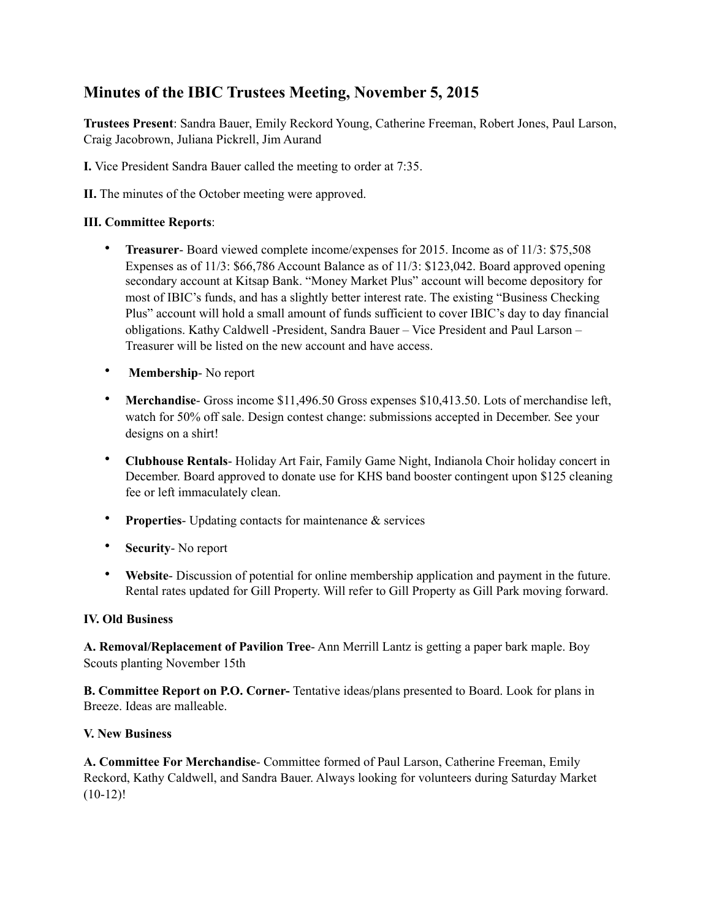# Minutes of the IBIC Trustees Meeting, November 5, 2015

**Trustees Present**: Sandra Bauer, Emily Reckord Young, Catherine Freeman, Robert Jones, Paul Larson, Craig Jacobrown, Juliana Pickrell, Jim Aurand

**I.** Vice President Sandra Bauer called the meeting to order at 7:35.

**II.** The minutes of the October meeting were approved.

**III. Committee Reports**:

- **Treasurer**- Board viewed complete income/expenses for 2015. Income as of 11/3: $75,508 Expenses as of 11/3: $66,786 Account Balance as of 11/3: $123,042. Board approved opening secondary account at Kitsap Bank. "Money Market Plus" account will become depository for most of IBIC's funds, and has a slightly better interest rate. The existing "Business Checking Plus" account will hold a small amount of funds sufficient to cover IBIC's day to day financial obligations. Kathy Caldwell -President, Sandra Bauer – Vice President and Paul Larson – Treasurer will be listed on the new account and have access.
- **Membership**- No report
- **Merchandise**- Gross income $11,496.50 Gross expenses $10,413.50. Lots of merchandise left, watch for 50% off sale. Design contest change: submissions accepted in December. See your designs on a shirt!
- **Clubhouse Rentals**- Holiday Art Fair, Family Game Night, Indianola Choir holiday concert in December. Board approved to donate use for KHS band booster contingent upon $125 cleaning fee or left immaculately clean.
- **Properties**- Updating contacts for maintenance & services
- **Security**- No report
- **Website**- Discussion of potential for online membership application and payment in the future. Rental rates updated for Gill Property. Will refer to Gill Property as Gill Park moving forward.

**IV. Old Business**

**A. Removal/Replacement of Pavilion Tree**- Ann Merrill Lantz is getting a paper bark maple. Boy Scouts planting November 15th

**B. Committee Report on P.O. Corner-** Tentative ideas/plans presented to Board. Look for plans in Breeze. Ideas are malleable.

**V. New Business**

**A. Committee For Merchandise**- Committee formed of Paul Larson, Catherine Freeman, Emily Reckord, Kathy Caldwell, and Sandra Bauer. Always looking for volunteers during Saturday Market (10-12)!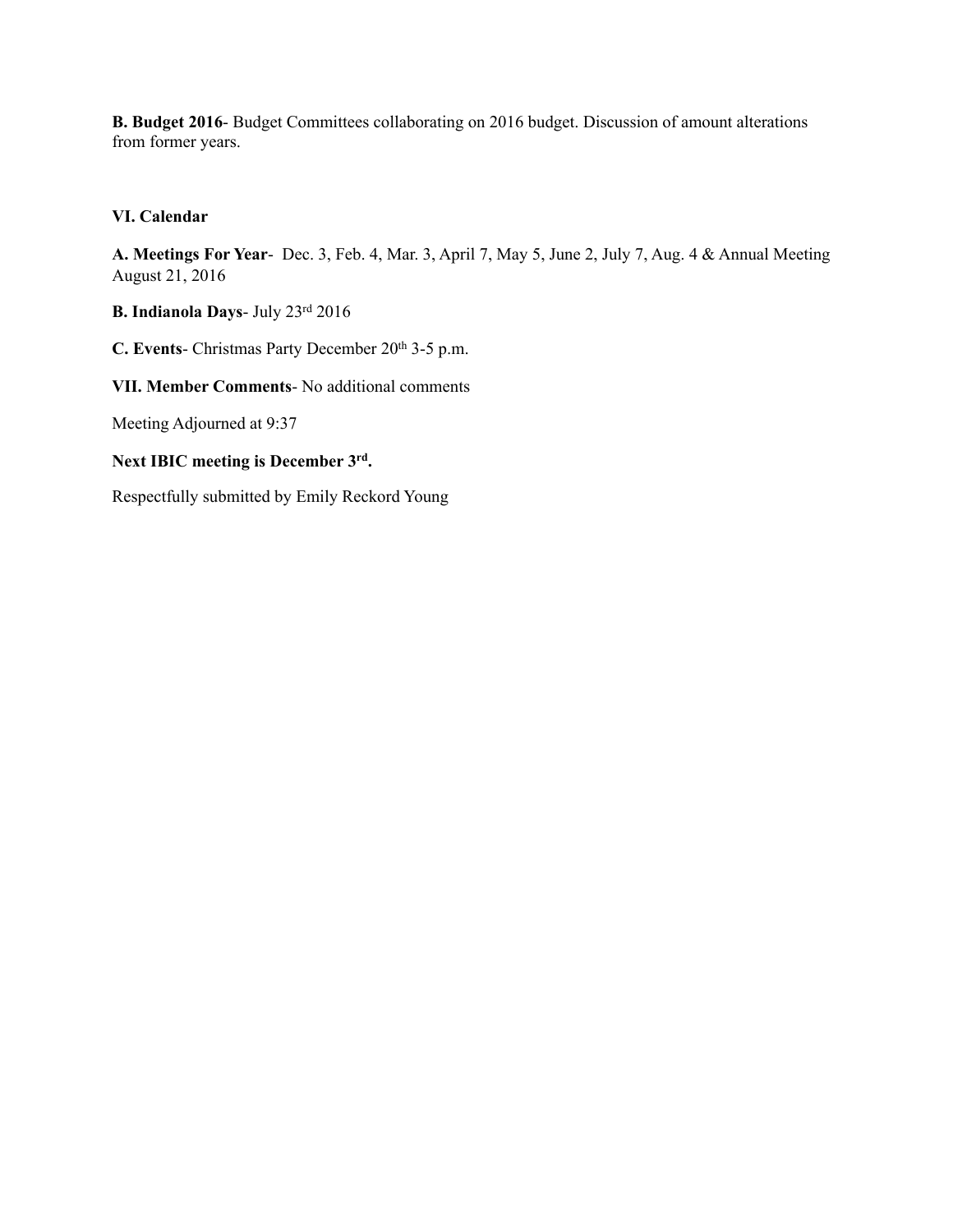**B. Budget 2016**- Budget Committees collaborating on 2016 budget. Discussion of amount alterations from former years.

**VI. Calendar**

**A. Meetings For Year**- Dec. 3, Feb. 4, Mar. 3, April 7, May 5, June 2, July 7, Aug. 4 & Annual Meeting August 21, 2016

**B. Indianola Days**- July 23rd 2016

**C. Events**- Christmas Party December 20th 3-5 p.m.

**VII. Member Comments**- No additional comments

Meeting Adjourned at 9:37

**Next IBIC meeting is December 3rd.**

Respectfully submitted by Emily Reckord Young